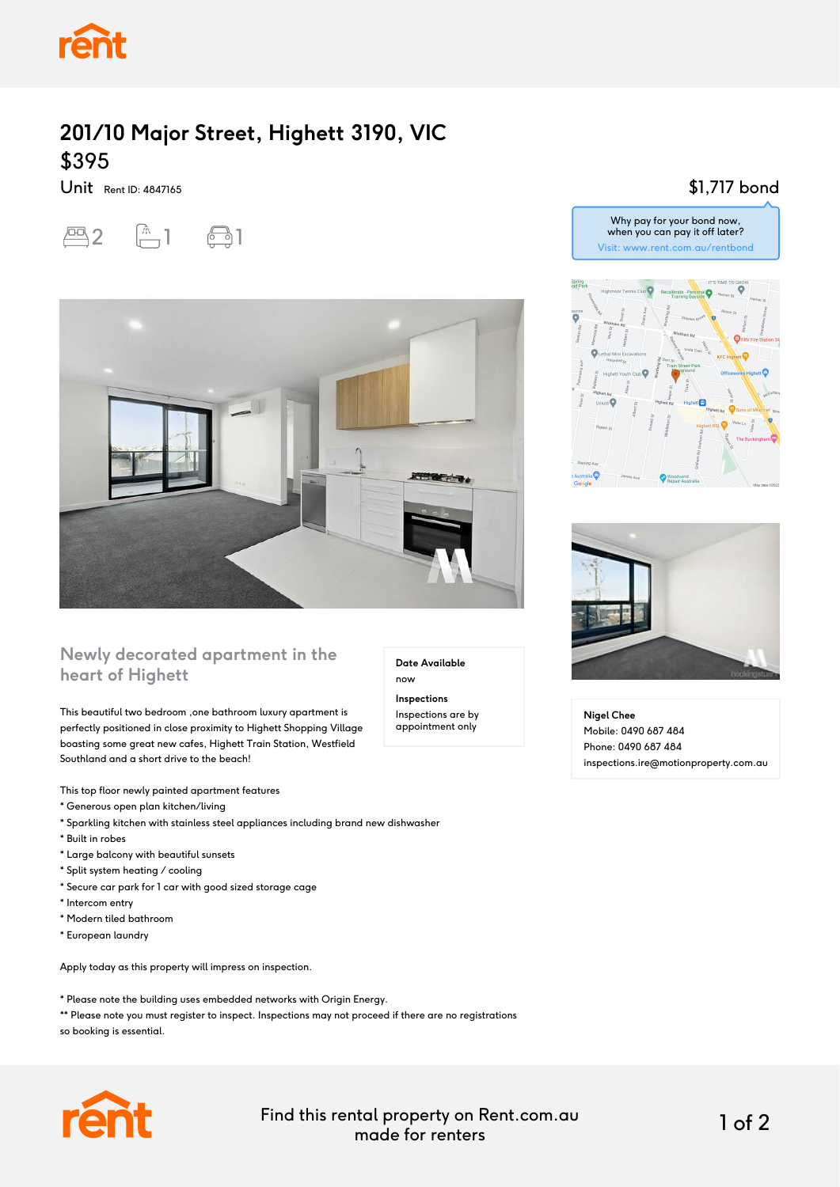# 201/10 Major Street, Highett 3190, VIC

## $395

Unit Rent ID: 4847165

2 1 1

$1,717 bond

Why pay for your bond now, when you can pay it off later?
Visit: www.rent.com.au/rentbond

## Newly decorated apartment in the heart of Highett

**Date Available**
now

**Inspections**
Inspections are by appointment only

This beautiful two bedroom ,one bathroom luxury apartment is perfectly positioned in close proximity to Highett Shopping Village boasting some great new cafes, Highett Train Station, Westfield Southland and a short drive to the beach!

This top floor newly painted apartment features
* Generous open plan kitchen/living
* Sparkling kitchen with stainless steel appliances including brand new dishwasher
* Built in robes
* Large balcony with beautiful sunsets
* Split system heating / cooling
* Secure car park for 1 car with good sized storage cage
* Intercom entry
* Modern tiled bathroom
* European laundry

Apply today as this property will impress on inspection.

* Please note the building uses embedded networks with Origin Energy.
** Please note you must register to inspect. Inspections may not proceed if there are no registrations so booking is essential.

**Nigel Chee**
Mobile: 0490 687 484
Phone: 0490 687 484
inspections.ire@motionproperty.com.au

Find this rental property on Rent.com.au made for renters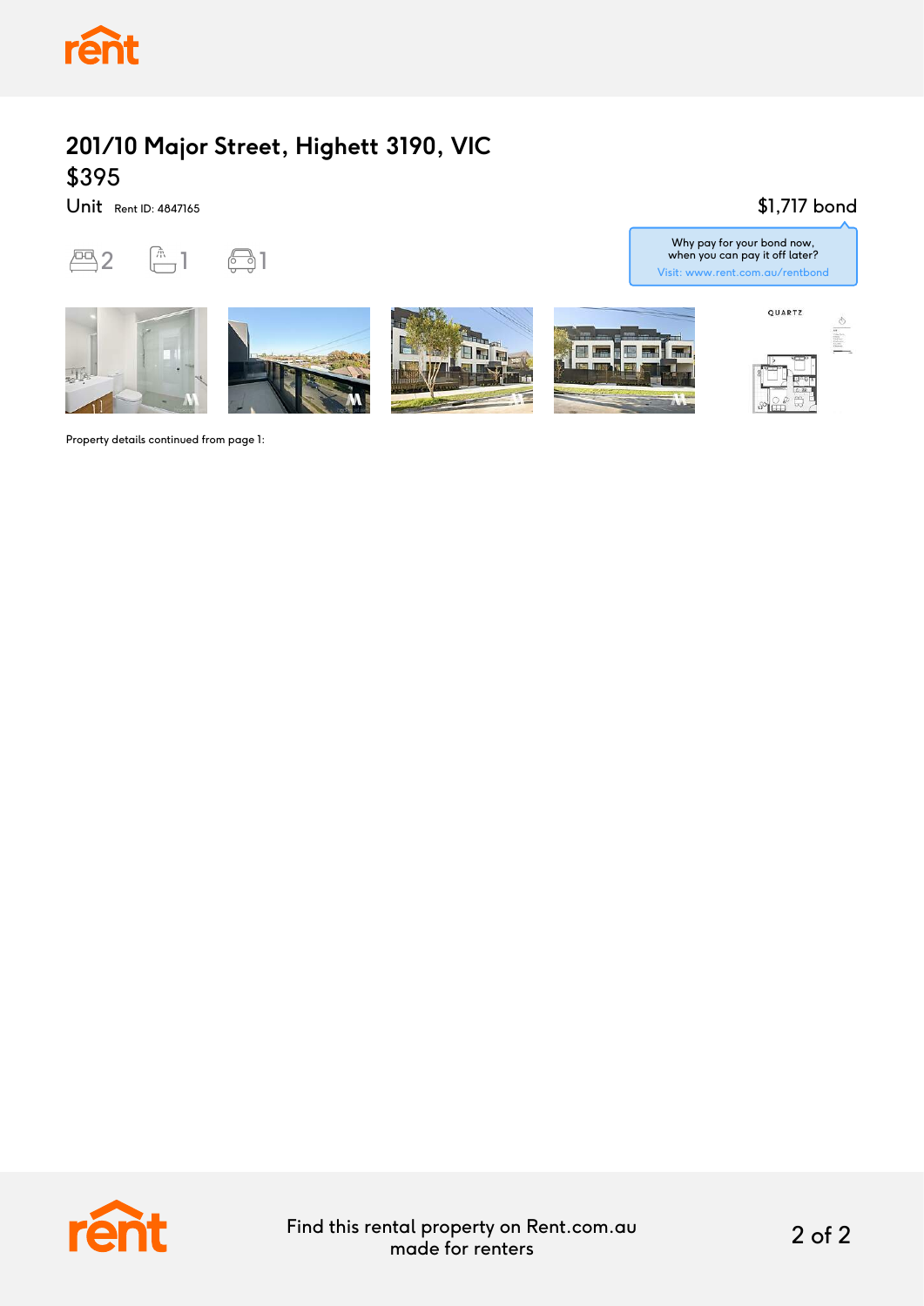# 201/10 Major Street, Highett 3190, VIC

## $395

Unit Rent ID: 4847165

$1,717 bond

Why pay for your bond now, when you can pay it off later?
Visit: www.rent.com.au/rentbond

2 1 1

Property details continued from page 1:

Find this rental property on Rent.com.au made for renters